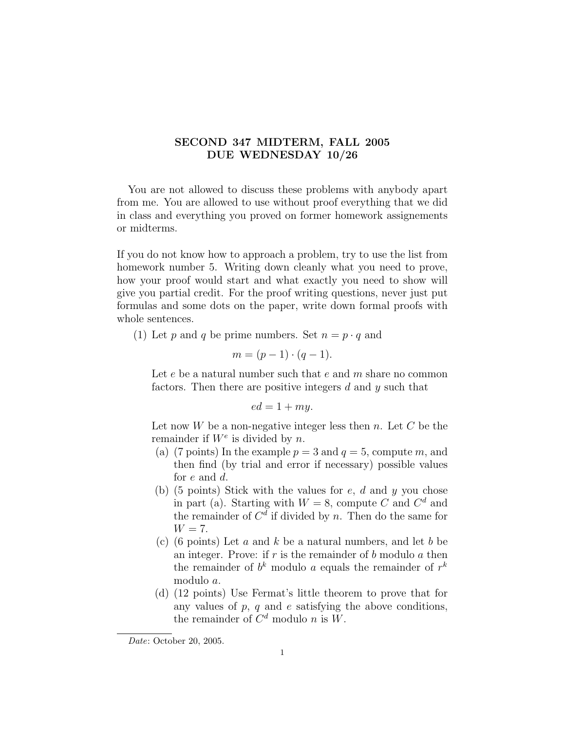# SECOND 347 MIDTERM, FALL 2005
# DUE WEDNESDAY 10/26

You are not allowed to discuss these problems with anybody apart from me. You are allowed to use without proof everything that we did in class and everything you proved on former homework assignements or midterms.

If you do not know how to approach a problem, try to use the list from homework number 5. Writing down cleanly what you need to prove, how your proof would start and what exactly you need to show will give you partial credit. For the proof writing questions, never just put formulas and some dots on the paper, write down formal proofs with whole sentences.

(1) Let $p$ and $q$ be prime numbers. Set $n = p \cdot q$ and

$$m = (p-1) \cdot (q-1).$$

Let $e$ be a natural number such that $e$ and $m$ share no common factors. Then there are positive integers $d$ and $y$ such that

$$ed = 1 + my.$$

Let now $W$ be a non-negative integer less then $n$. Let $C$ be the remainder if $W^e$ is divided by $n$.

(a) (7 points) In the example $p = 3$ and $q = 5$, compute $m$, and then find (by trial and error if necessary) possible values for $e$ and $d$.

(b) (5 points) Stick with the values for $e$, $d$ and $y$ you chose in part (a). Starting with $W = 8$, compute $C$ and $C^d$ and the remainder of $C^d$ if divided by $n$. Then do the same for $W = 7$.

(c) (6 points) Let $a$ and $k$ be a natural numbers, and let $b$ be an integer. Prove: if $r$ is the remainder of $b$ modulo $a$ then the remainder of $b^k$ modulo $a$ equals the remainder of $r^k$ modulo $a$.

(d) (12 points) Use Fermat's little theorem to prove that for any values of $p$, $q$ and $e$ satisfying the above conditions, the remainder of $C^d$ modulo $n$ is $W$.

*Date*: October 20, 2005.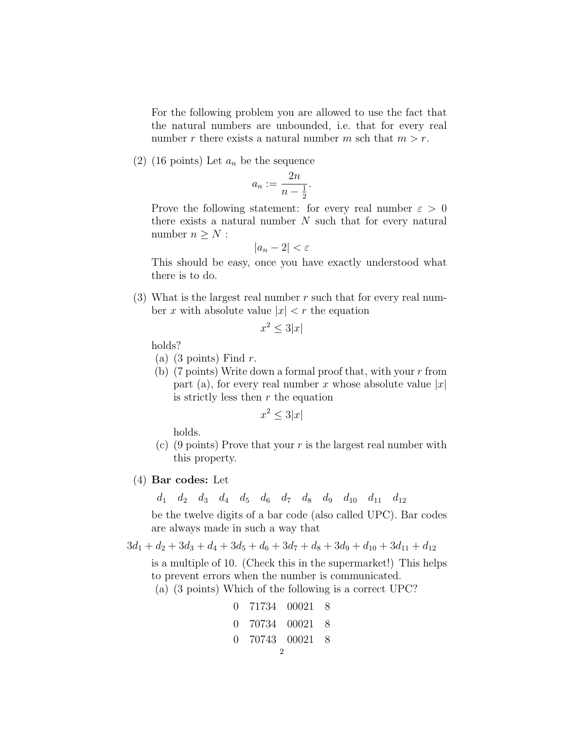For the following problem you are allowed to use the fact that the natural numbers are unbounded, i.e. that for every real number $r$ there exists a natural number $m$ sch that $m > r$.

(2) (16 points) Let $a_n$ be the sequence

$$a_n := \frac{2n}{n - \frac{1}{2}}.$$

Prove the following statement: for every real number $\varepsilon > 0$ there exists a natural number $N$ such that for every natural number $n \geq N$ :

$$|a_n - 2| < \varepsilon$$

This should be easy, once you have exactly understood what there is to do.

(3) What is the largest real number $r$ such that for every real number $x$ with absolute value $|x| < r$ the equation

$$x^2 \leq 3|x|$$

holds?

(a) (3 points) Find $r$.

(b) (7 points) Write down a formal proof that, with your $r$ from part (a), for every real number $x$ whose absolute value $|x|$ is strictly less then $r$ the equation

$$x^2 \leq 3|x|$$

holds.

(c) (9 points) Prove that your $r$ is the largest real number with this property.

(4) **Bar codes:** Let

$$d_1 \quad d_2 \quad d_3 \quad d_4 \quad d_5 \quad d_6 \quad d_7 \quad d_8 \quad d_9 \quad d_{10} \quad d_{11} \quad d_{12}$$

be the twelve digits of a bar code (also called UPC). Bar codes are always made in such a way that

$$3d_1 + d_2 + 3d_3 + d_4 + 3d_5 + d_6 + 3d_7 + d_8 + 3d_9 + d_{10} + 3d_{11} + d_{12}$$

is a multiple of 10. (Check this in the supermarket!) This helps to prevent errors when the number is communicated.

(a) (3 points) Which of the following is a correct UPC?

0 71734 00021 8

0 70734 00021 8

0 70743 00021 8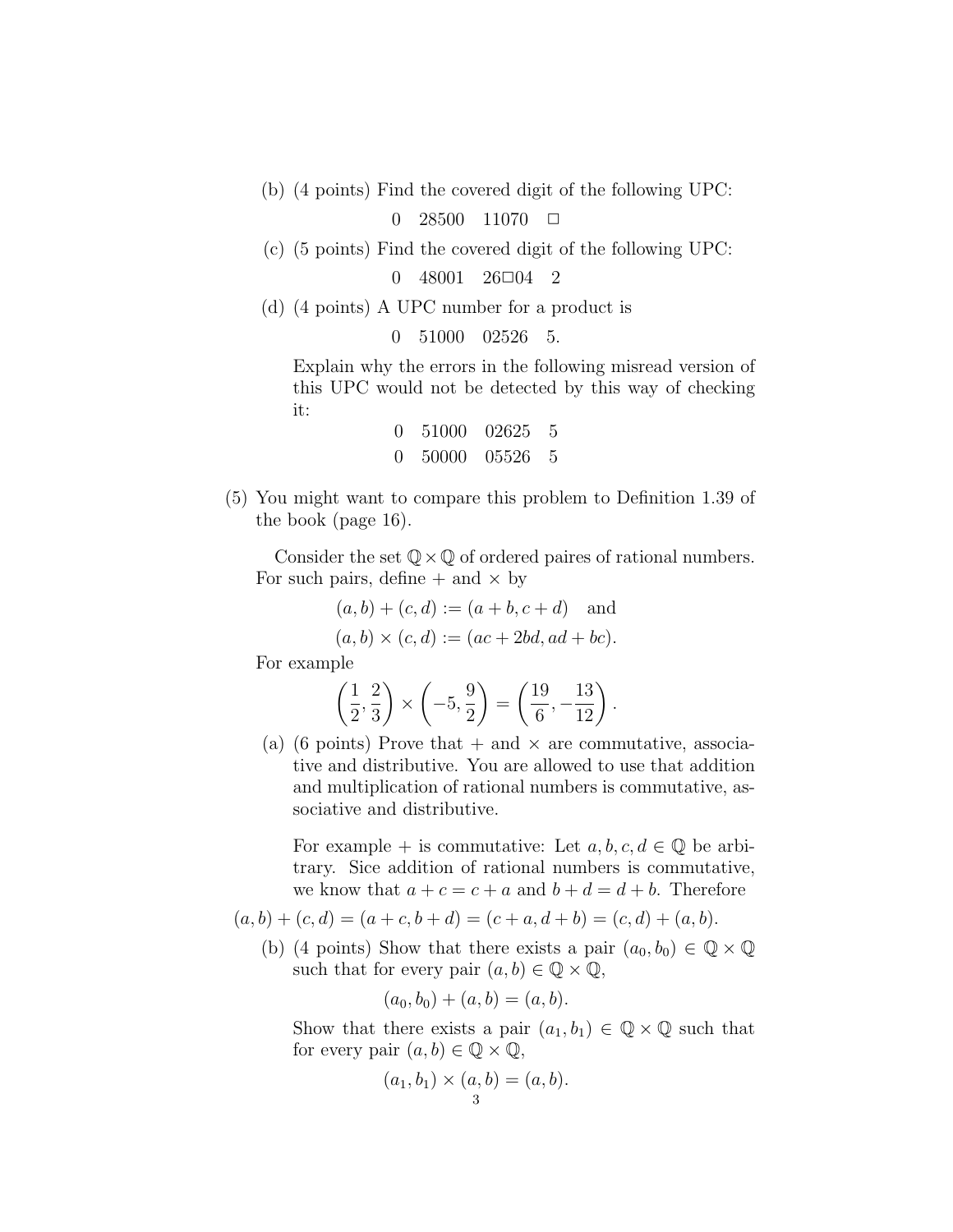(b) (4 points) Find the covered digit of the following UPC:

$$0 \quad 28500 \quad 11070 \quad \square$$

(c) (5 points) Find the covered digit of the following UPC:

$$0 \quad 48001 \quad 26\square 04 \quad 2$$

(d) (4 points) A UPC number for a product is

$$0 \quad 51000 \quad 02526 \quad 5.$$

Explain why the errors in the following misread version of this UPC would not be detected by this way of checking it:

$$0 \quad 51000 \quad 02625 \quad 5$$
$$0 \quad 50000 \quad 05526 \quad 5$$

(5) You might want to compare this problem to Definition 1.39 of the book (page 16).

Consider the set $\mathbb{Q} \times \mathbb{Q}$ of ordered paires of rational numbers. For such pairs, define $+$ and $\times$ by

$$(a, b) + (c, d) := (a + b, c + d) \quad \text{and}$$
$$(a, b) \times (c, d) := (ac + 2bd, ad + bc).$$

For example

$$\left(\frac{1}{2}, \frac{2}{3}\right) \times \left(-5, \frac{9}{2}\right) = \left(\frac{19}{6}, -\frac{13}{12}\right).$$

(a) (6 points) Prove that $+$ and $\times$ are commutative, associative and distributive. You are allowed to use that addition and multiplication of rational numbers is commutative, associative and distributive.

For example $+$ is commutative: Let $a, b, c, d \in \mathbb{Q}$ be arbitrary. Sice addition of rational numbers is commutative, we know that $a + c = c + a$ and $b + d = d + b$. Therefore

$$(a, b) + (c, d) = (a + c, b + d) = (c + a, d + b) = (c, d) + (a, b).$$

(b) (4 points) Show that there exists a pair $(a_0, b_0) \in \mathbb{Q} \times \mathbb{Q}$ such that for every pair $(a, b) \in \mathbb{Q} \times \mathbb{Q}$,

$$(a_0, b_0) + (a, b) = (a, b).$$

Show that there exists a pair $(a_1, b_1) \in \mathbb{Q} \times \mathbb{Q}$ such that for every pair $(a, b) \in \mathbb{Q} \times \mathbb{Q}$,

$$(a_1, b_1) \times (a, b) = (a, b).$$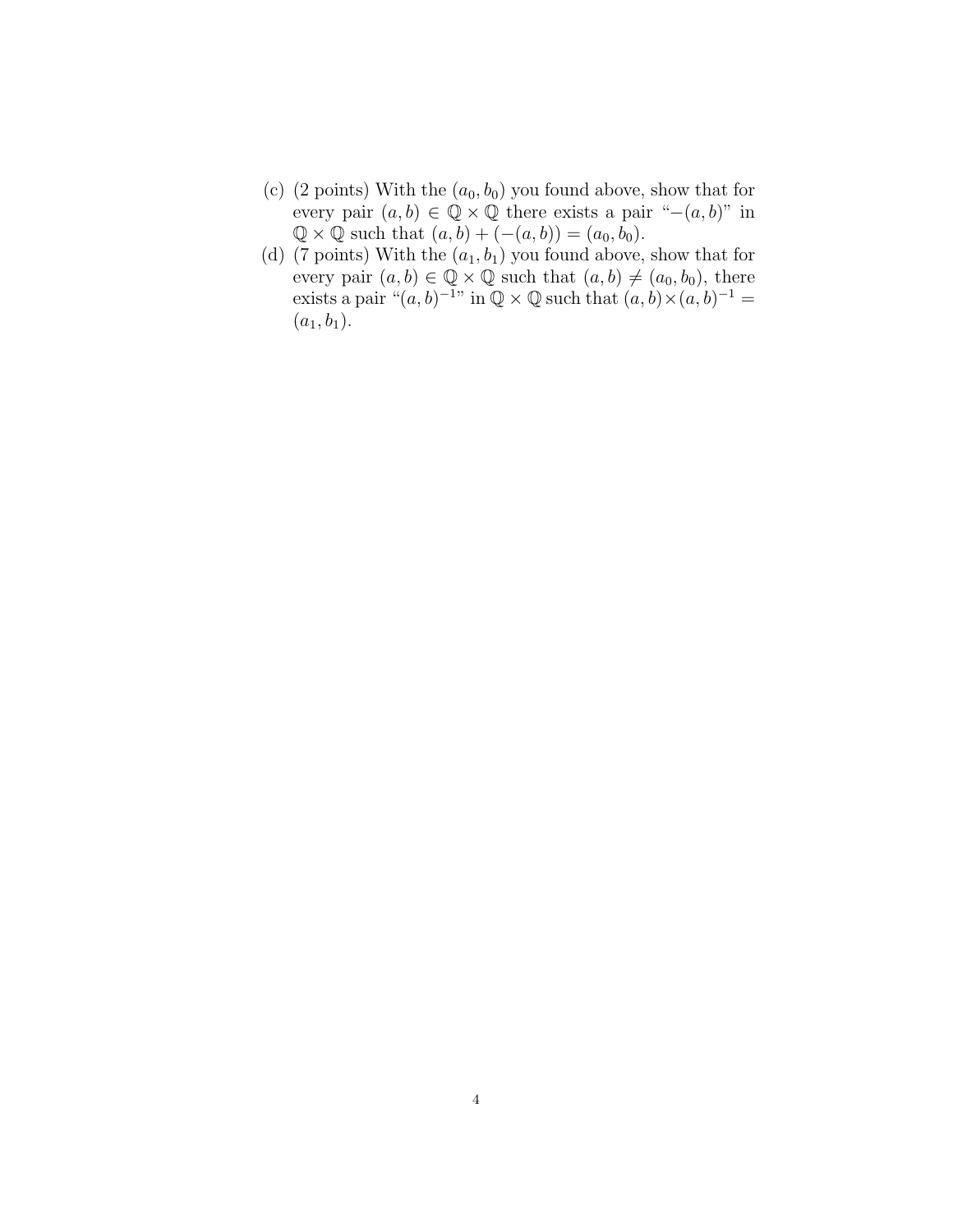(c) (2 points) With the $(a_0, b_0)$ you found above, show that for every pair $(a, b) \in \mathbb{Q} \times \mathbb{Q}$ there exists a pair "$-(a, b)$" in $\mathbb{Q} \times \mathbb{Q}$ such that $(a, b) + (-(a, b)) = (a_0, b_0)$.

(d) (7 points) With the $(a_1, b_1)$ you found above, show that for every pair $(a, b) \in \mathbb{Q} \times \mathbb{Q}$ such that $(a, b) \neq (a_0, b_0)$, there exists a pair "$(a, b)^{-1}$" in $\mathbb{Q} \times \mathbb{Q}$ such that $(a, b) \times (a, b)^{-1} = (a_1, b_1)$.